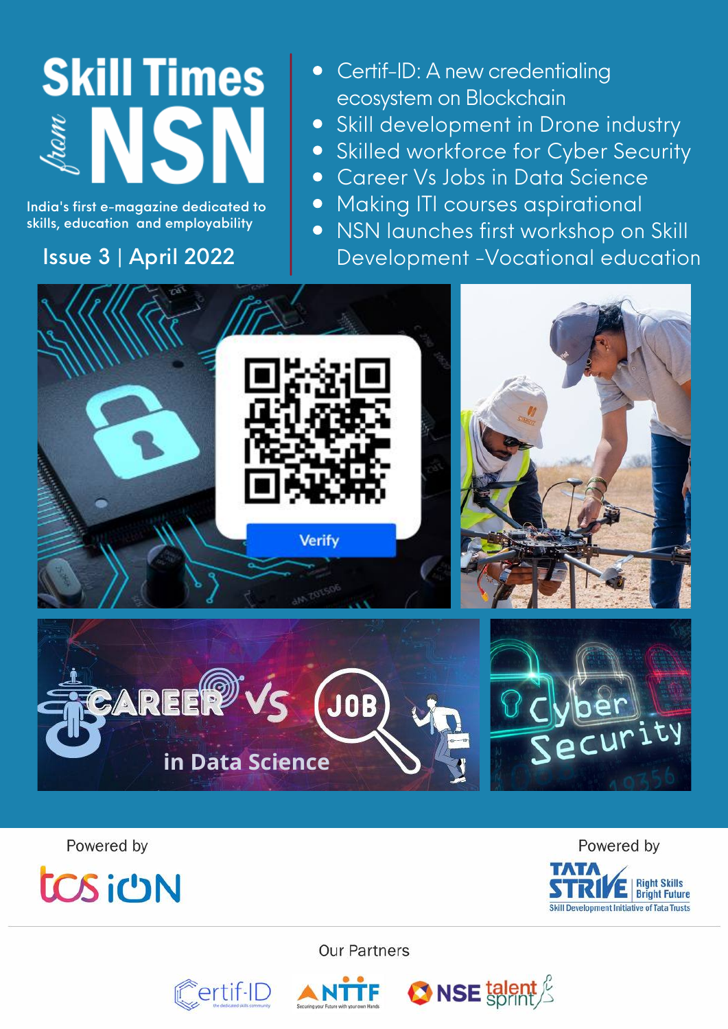# Skill Times *from* NSN

India's first e-magazine dedicated to skills, education and employability

Issue 3 | April 2022

- Certif-ID: A new credentialing ecosystem on Blockchain
- Skill development in Drone industry
- Skilled workforce for Cyber Security
- Career Vs Jobs in Data Science
- Making ITI courses aspirational
- NSN launches first workshop on Skill Development -Vocational education

Powered by

TCS iON

Powered by

TATA STRIVE — Right Skills Bright Future — Skill Development Initiative of Tata Trusts

Our Partners

Certif-ID · NTTF · NSE talent sprint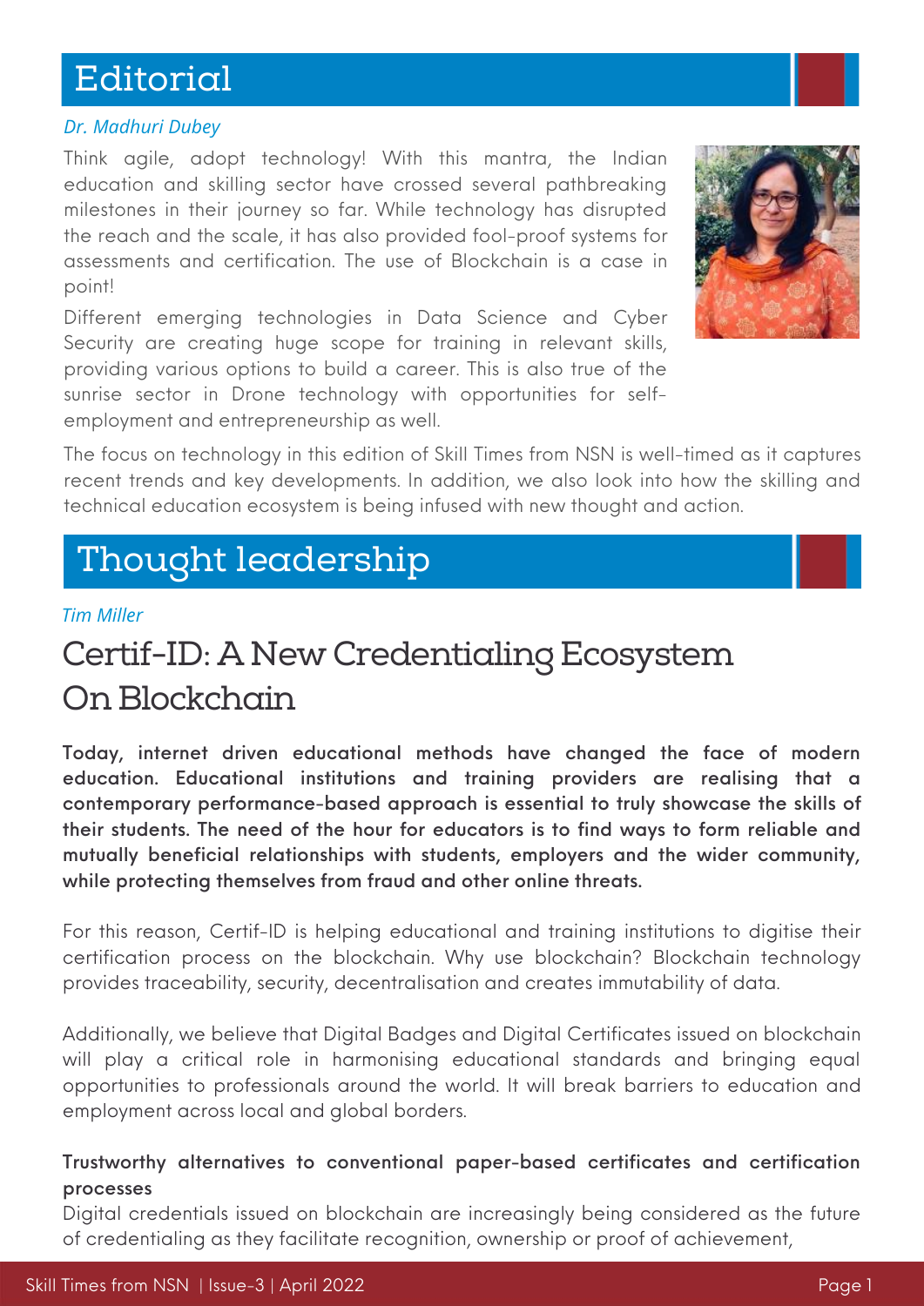## Editorial

*Dr. Madhuri Dubey*

Think agile, adopt technology! With this mantra, the Indian education and skilling sector have crossed several pathbreaking milestones in their journey so far. While technology has disrupted the reach and the scale, it has also provided fool-proof systems for assessments and certification. The use of Blockchain is a case in point!

Different emerging technologies in Data Science and Cyber Security are creating huge scope for training in relevant skills, providing various options to build a career. This is also true of the sunrise sector in Drone technology with opportunities for self-employment and entrepreneurship as well.

The focus on technology in this edition of Skill Times from NSN is well-timed as it captures recent trends and key developments. In addition, we also look into how the skilling and technical education ecosystem is being infused with new thought and action.

## Thought leadership

*Tim Miller*

# Certif-ID: A New Credentialing Ecosystem On Blockchain

**Today, internet driven educational methods have changed the face of modern education. Educational institutions and training providers are realising that a contemporary performance-based approach is essential to truly showcase the skills of their students. The need of the hour for educators is to find ways to form reliable and mutually beneficial relationships with students, employers and the wider community, while protecting themselves from fraud and other online threats.**

For this reason, Certif-ID is helping educational and training institutions to digitise their certification process on the blockchain. Why use blockchain? Blockchain technology provides traceability, security, decentralisation and creates immutability of data.

Additionally, we believe that Digital Badges and Digital Certificates issued on blockchain will play a critical role in harmonising educational standards and bringing equal opportunities to professionals around the world. It will break barriers to education and employment across local and global borders.

**Trustworthy alternatives to conventional paper-based certificates and certification processes**

Digital credentials issued on blockchain are increasingly being considered as the future of credentialing as they facilitate recognition, ownership or proof of achievement,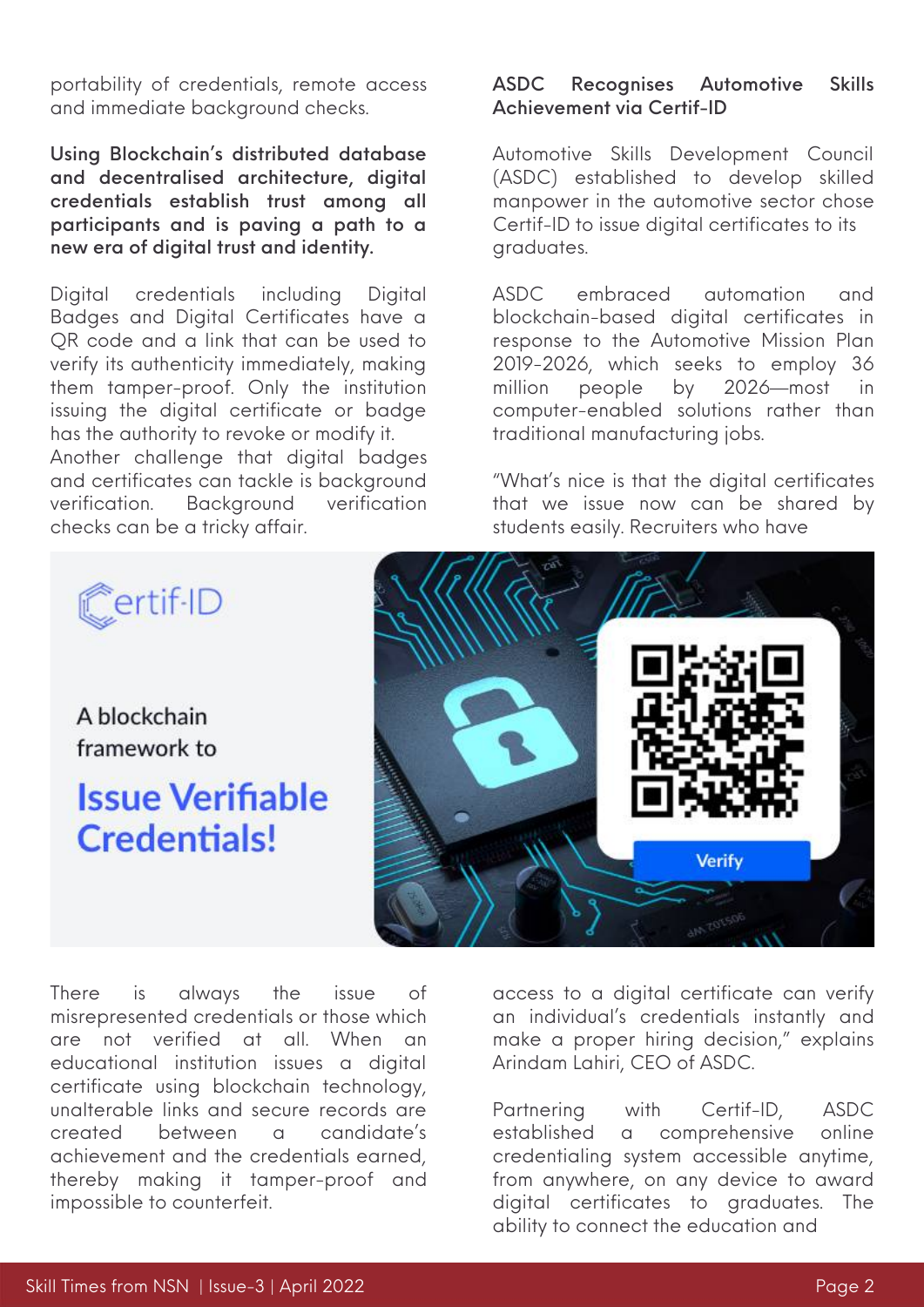portability of credentials, remote access and immediate background checks.

**Using Blockchain's distributed database and decentralised architecture, digital credentials establish trust among all participants and is paving a path to a new era of digital trust and identity.**

Digital credentials including Digital Badges and Digital Certificates have a QR code and a link that can be used to verify its authenticity immediately, making them tamper-proof. Only the institution issuing the digital certificate or badge has the authority to revoke or modify it.
Another challenge that digital badges and certificates can tackle is background verification. Background verification checks can be a tricky affair.

Certif-ID

A blockchain framework to

**Issue Verifiable Credentials!**

Verify

There is always the issue of misrepresented credentials or those which are not verified at all. When an educational institution issues a digital certificate using blockchain technology, unalterable links and secure records are created between a candidate's achievement and the credentials earned, thereby making it tamper-proof and impossible to counterfeit.

**ASDC Recognises Automotive Skills Achievement via Certif-ID**

Automotive Skills Development Council (ASDC) established to develop skilled manpower in the automotive sector chose Certif-ID to issue digital certificates to its graduates.

ASDC embraced automation and blockchain-based digital certificates in response to the Automotive Mission Plan 2019-2026, which seeks to employ 36 million people by 2026—most in computer-enabled solutions rather than traditional manufacturing jobs.

"What's nice is that the digital certificates that we issue now can be shared by students easily. Recruiters who have access to a digital certificate can verify an individual's credentials instantly and make a proper hiring decision," explains Arindam Lahiri, CEO of ASDC.

Partnering with Certif-ID, ASDC established a comprehensive online credentialing system accessible anytime, from anywhere, on any device to award digital certificates to graduates. The ability to connect the education and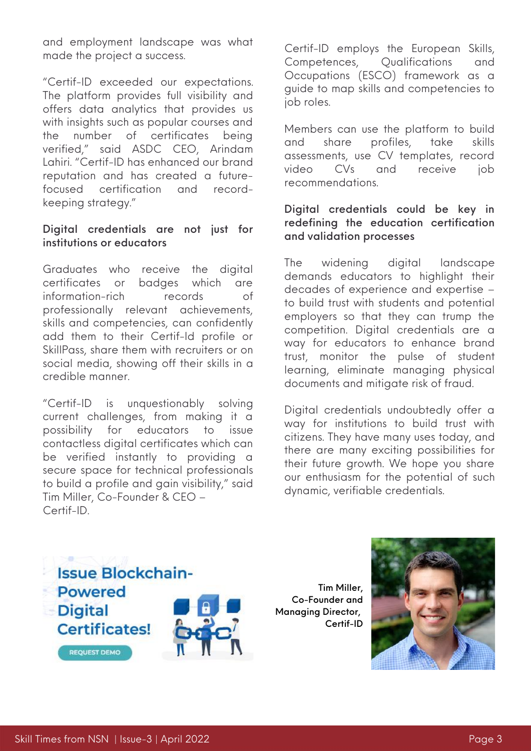and employment landscape was what made the project a success.

"Certif-ID exceeded our expectations. The platform provides full visibility and offers data analytics that provides us with insights such as popular courses and the number of certificates being verified," said ASDC CEO, Arindam Lahiri. "Certif-ID has enhanced our brand reputation and has created a future-focused certification and record-keeping strategy."

**Digital credentials are not just for institutions or educators**

Graduates who receive the digital certificates or badges which are information-rich records of professionally relevant achievements, skills and competencies, can confidently add them to their Certif-Id profile or SkillPass, share them with recruiters or on social media, showing off their skills in a credible manner.

"Certif-ID is unquestionably solving current challenges, from making it a possibility for educators to issue contactless digital certificates which can be verified instantly to providing a secure space for technical professionals to build a profile and gain visibility," said Tim Miller, Co-Founder & CEO – Certif-ID.

Certif-ID employs the European Skills, Competences, Qualifications and Occupations (ESCO) framework as a guide to map skills and competencies to job roles.

Members can use the platform to build and share profiles, take skills assessments, use CV templates, record video CVs and receive job recommendations.

**Digital credentials could be key in redefining the education certification and validation processes**

The widening digital landscape demands educators to highlight their decades of experience and expertise – to build trust with students and potential employers so that they can trump the competition. Digital credentials are a way for educators to enhance brand trust, monitor the pulse of student learning, eliminate managing physical documents and mitigate risk of fraud.

Digital credentials undoubtedly offer a way for institutions to build trust with citizens. They have many uses today, and there are many exciting possibilities for their future growth. We hope you share our enthusiasm for the potential of such dynamic, verifiable credentials.

Issue Blockchain-Powered Digital Certificates!

REQUEST DEMO

**Tim Miller, Co-Founder and Managing Director, Certif-ID**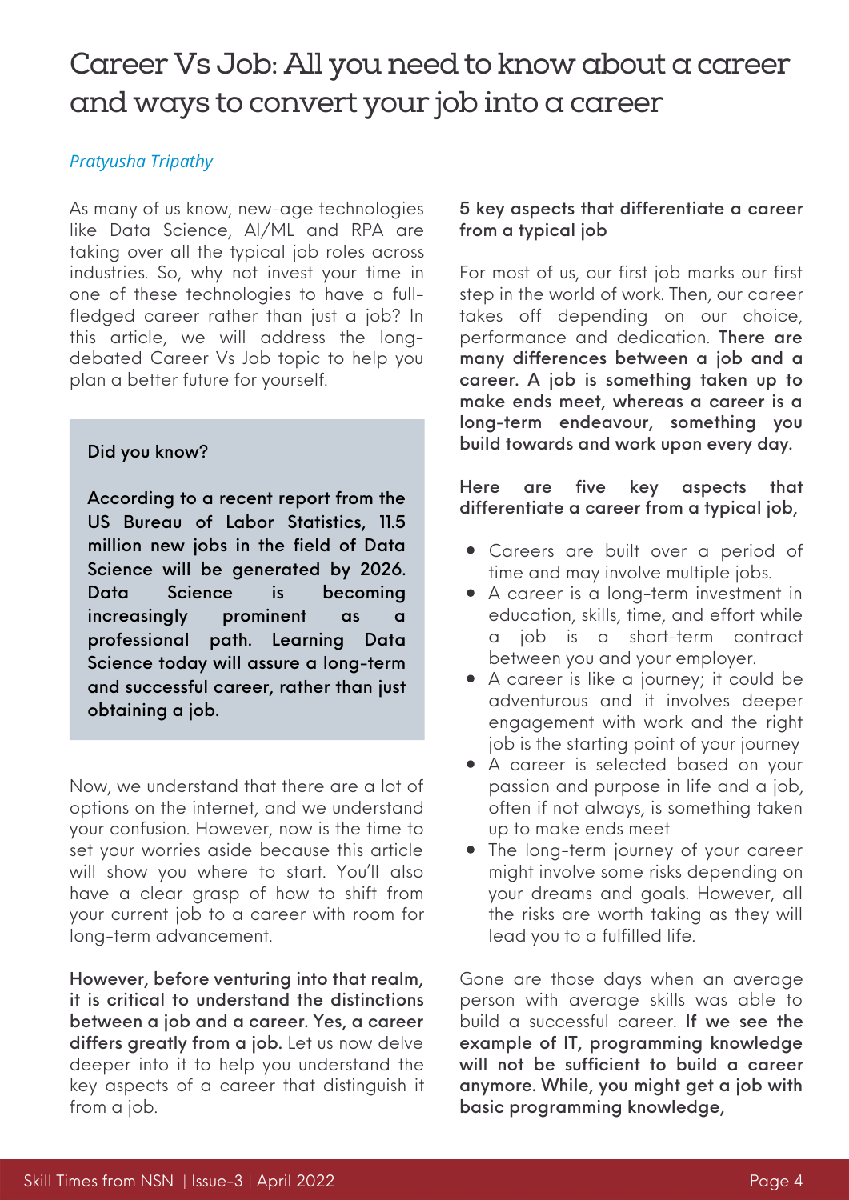# Career Vs Job: All you need to know about a career and ways to convert your job into a career

*Pratyusha Tripathy*

As many of us know, new-age technologies like Data Science, AI/ML and RPA are taking over all the typical job roles across industries. So, why not invest your time in one of these technologies to have a full-fledged career rather than just a job? In this article, we will address the long-debated Career Vs Job topic to help you plan a better future for yourself.

> **Did you know?**
>
> **According to a recent report from the US Bureau of Labor Statistics, 11.5 million new jobs in the field of Data Science will be generated by 2026. Data Science is becoming increasingly prominent as a professional path. Learning Data Science today will assure a long-term and successful career, rather than just obtaining a job.**

Now, we understand that there are a lot of options on the internet, and we understand your confusion. However, now is the time to set your worries aside because this article will show you where to start. You'll also have a clear grasp of how to shift from your current job to a career with room for long-term advancement.

**However, before venturing into that realm, it is critical to understand the distinctions between a job and a career. Yes, a career differs greatly from a job.** Let us now delve deeper into it to help you understand the key aspects of a career that distinguish it from a job.

**5 key aspects that differentiate a career from a typical job**

For most of us, our first job marks our first step in the world of work. Then, our career takes off depending on our choice, performance and dedication. **There are many differences between a job and a career. A job is something taken up to make ends meet, whereas a career is a long-term endeavour, something you build towards and work upon every day.**

**Here are five key aspects that differentiate a career from a typical job,**

- Careers are built over a period of time and may involve multiple jobs.
- A career is a long-term investment in education, skills, time, and effort while a job is a short-term contract between you and your employer.
- A career is like a journey; it could be adventurous and it involves deeper engagement with work and the right job is the starting point of your journey
- A career is selected based on your passion and purpose in life and a job, often if not always, is something taken up to make ends meet
- The long-term journey of your career might involve some risks depending on your dreams and goals. However, all the risks are worth taking as they will lead you to a fulfilled life.

Gone are those days when an average person with average skills was able to build a successful career. **If we see the example of IT, programming knowledge will not be sufficient to build a career anymore. While, you might get a job with basic programming knowledge,**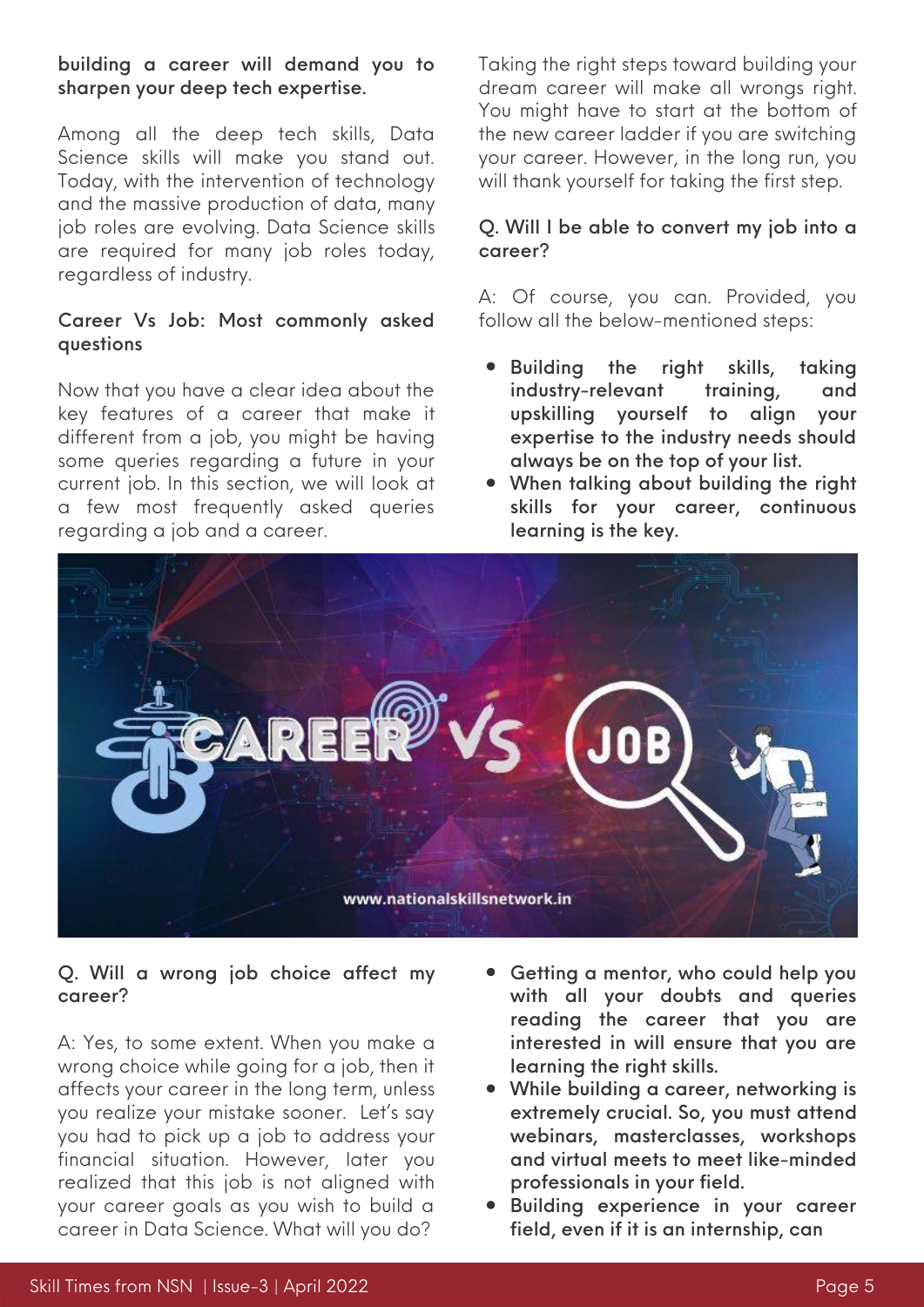**building a career will demand you to sharpen your deep tech expertise.**

Among all the deep tech skills, Data Science skills will make you stand out. Today, with the intervention of technology and the massive production of data, many job roles are evolving. Data Science skills are required for many job roles today, regardless of industry.

### Career Vs Job: Most commonly asked questions

Now that you have a clear idea about the key features of a career that make it different from a job, you might be having some queries regarding a future in your current job. In this section, we will look at a few most frequently asked queries regarding a job and a career.

Taking the right steps toward building your dream career will make all wrongs right. You might have to start at the bottom of the new career ladder if you are switching your career. However, in the long run, you will thank yourself for taking the first step.

**Q. Will I be able to convert my job into a career?**

A: Of course, you can. Provided, you follow all the below-mentioned steps:

- **Building the right skills, taking industry-relevant training, and upskilling yourself to align your expertise to the industry needs should always be on the top of your list.**
- **When talking about building the right skills for your career, continuous learning is the key.**

**Q. Will a wrong job choice affect my career?**

A: Yes, to some extent. When you make a wrong choice while going for a job, then it affects your career in the long term, unless you realize your mistake sooner. Let's say you had to pick up a job to address your financial situation. However, later you realized that this job is not aligned with your career goals as you wish to build a career in Data Science. What will you do?

- **Getting a mentor, who could help you with all your doubts and queries reading the career that you are interested in will ensure that you are learning the right skills.**
- **While building a career, networking is extremely crucial. So, you must attend webinars, masterclasses, workshops and virtual meets to meet like-minded professionals in your field.**
- **Building experience in your career field, even if it is an internship, can**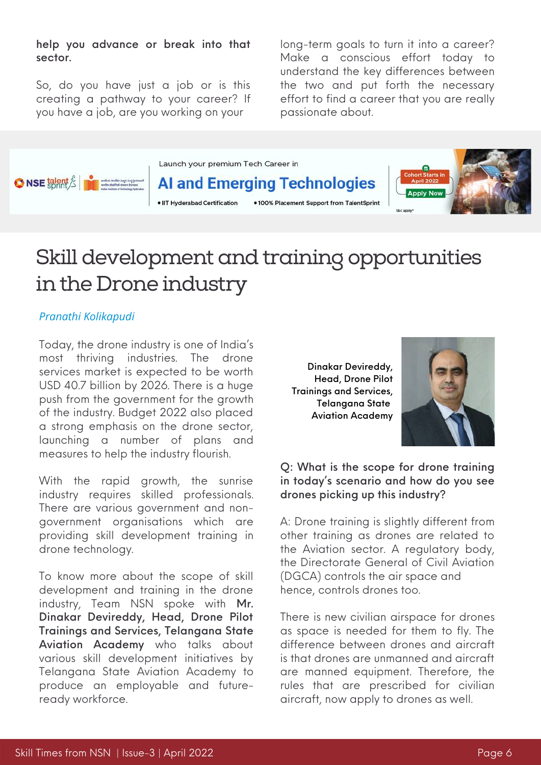help you advance or break into that sector.**

So, do you have just a job or is this creating a pathway to your career? If you have a job, are you working on your long-term goals to turn it into a career? Make a conscious effort today to understand the key differences between the two and put forth the necessary effort to find a career that you are really passionate about.

Launch your premium Tech Career in

**AI and Emerging Technologies**

• IIT Hyderabad Certification • 100% Placement Support from TalentSprint

Cohort Starts in April 2022 | Apply Now

t&c apply*

# Skill development and training opportunities in the Drone industry

*Pranathi Kolikapudi*

Today, the drone industry is one of India's most thriving industries. The drone services market is expected to be worth USD 40.7 billion by 2026. There is a huge push from the government for the growth of the industry. Budget 2022 also placed a strong emphasis on the drone sector, launching a number of plans and measures to help the industry flourish.

With the rapid growth, the sunrise industry requires skilled professionals. There are various government and non-government organisations which are providing skill development training in drone technology.

To know more about the scope of skill development and training in the drone industry, Team NSN spoke with **Mr. Dinakar Devireddy, Head, Drone Pilot Trainings and Services, Telangana State Aviation Academy** who talks about various skill development initiatives by Telangana State Aviation Academy to produce an employable and future-ready workforce.

**Dinakar Devireddy, Head, Drone Pilot Trainings and Services, Telangana State Aviation Academy**

**Q: What is the scope for drone training in today's scenario and how do you see drones picking up this industry?**

A: Drone training is slightly different from other training as drones are related to the Aviation sector. A regulatory body, the Directorate General of Civil Aviation (DGCA) controls the air space and hence, controls drones too.

There is new civilian airspace for drones as space is needed for them to fly. The difference between drones and aircraft is that drones are unmanned and aircraft are manned equipment. Therefore, the rules that are prescribed for civilian aircraft, now apply to drones as well.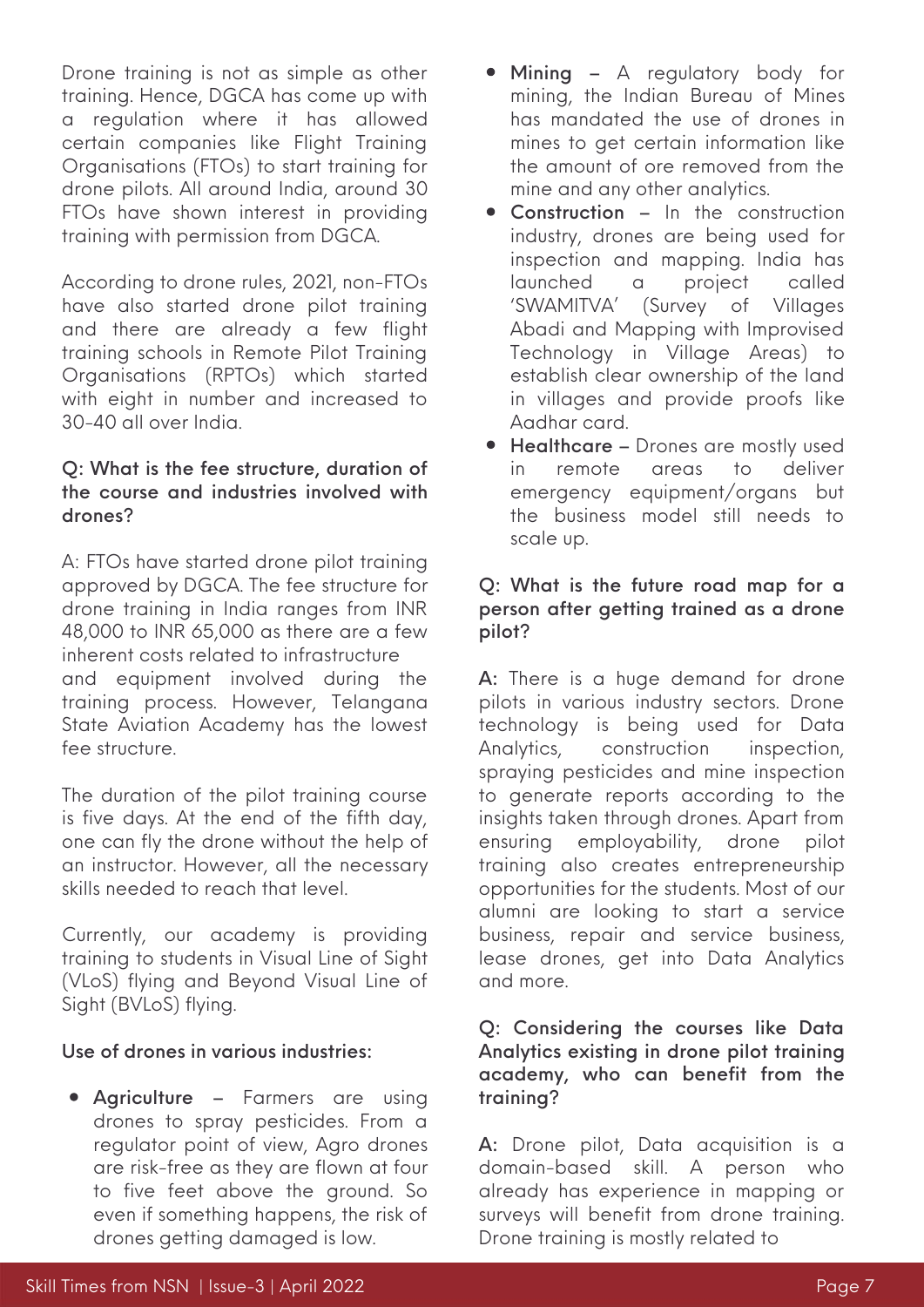Drone training is not as simple as other training. Hence, DGCA has come up with a regulation where it has allowed certain companies like Flight Training Organisations (FTOs) to start training for drone pilots. All around India, around 30 FTOs have shown interest in providing training with permission from DGCA.

According to drone rules, 2021, non-FTOs have also started drone pilot training and there are already a few flight training schools in Remote Pilot Training Organisations (RPTOs) which started with eight in number and increased to 30-40 all over India.

**Q: What is the fee structure, duration of the course and industries involved with drones?**

A: FTOs have started drone pilot training approved by DGCA. The fee structure for drone training in India ranges from INR 48,000 to INR 65,000 as there are a few inherent costs related to infrastructure and equipment involved during the training process. However, Telangana State Aviation Academy has the lowest fee structure.

The duration of the pilot training course is five days. At the end of the fifth day, one can fly the drone without the help of an instructor. However, all the necessary skills needed to reach that level.

Currently, our academy is providing training to students in Visual Line of Sight (VLoS) flying and Beyond Visual Line of Sight (BVLoS) flying.

**Use of drones in various industries:**

- **Agriculture** – Farmers are using drones to spray pesticides. From a regulator point of view, Agro drones are risk-free as they are flown at four to five feet above the ground. So even if something happens, the risk of drones getting damaged is low.
- **Mining** – A regulatory body for mining, the Indian Bureau of Mines has mandated the use of drones in mines to get certain information like the amount of ore removed from the mine and any other analytics.
- **Construction** – In the construction industry, drones are being used for inspection and mapping. India has launched a project called 'SWAMITVA' (Survey of Villages Abadi and Mapping with Improvised Technology in Village Areas) to establish clear ownership of the land in villages and provide proofs like Aadhar card.
- **Healthcare** – Drones are mostly used in remote areas to deliver emergency equipment/organs but the business model still needs to scale up.

**Q: What is the future road map for a person after getting trained as a drone pilot?**

**A:** There is a huge demand for drone pilots in various industry sectors. Drone technology is being used for Data Analytics, construction inspection, spraying pesticides and mine inspection to generate reports according to the insights taken through drones. Apart from ensuring employability, drone pilot training also creates entrepreneurship opportunities for the students. Most of our alumni are looking to start a service business, repair and service business, lease drones, get into Data Analytics and more.

**Q: Considering the courses like Data Analytics existing in drone pilot training academy, who can benefit from the training?**

**A:** Drone pilot, Data acquisition is a domain-based skill. A person who already has experience in mapping or surveys will benefit from drone training. Drone training is mostly related to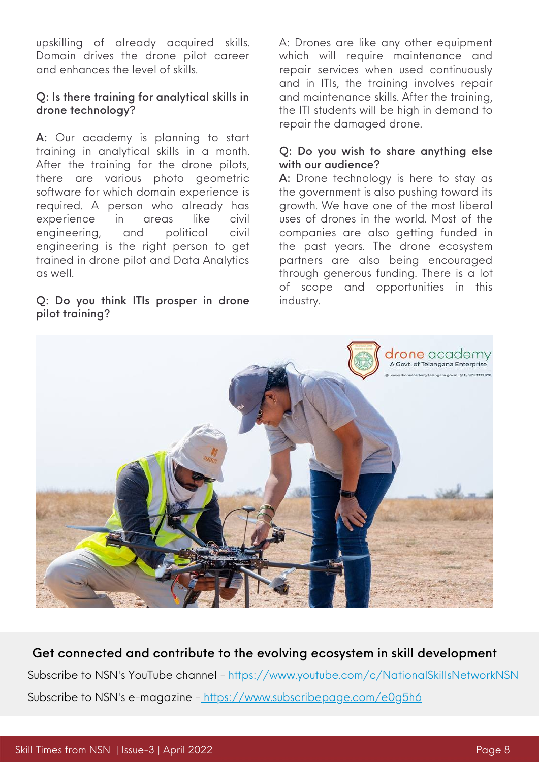upskilling of already acquired skills. Domain drives the drone pilot career and enhances the level of skills.

**Q: Is there training for analytical skills in drone technology?**

**A:** Our academy is planning to start training in analytical skills in a month. After the training for the drone pilots, there are various photo geometric software for which domain experience is required. A person who already has experience in areas like civil engineering, and political civil engineering is the right person to get trained in drone pilot and Data Analytics as well.

**Q: Do you think ITIs prosper in drone pilot training?**

A: Drones are like any other equipment which will require maintenance and repair services when used continuously and in ITIs, the training involves repair and maintenance skills. After the training, the ITI students will be high in demand to repair the damaged drone.

**Q: Do you wish to share anything else with our audience?**

**A:** Drone technology is here to stay as the government is also pushing toward its growth. We have one of the most liberal uses of drones in the world. Most of the companies are also getting funded in the past years. The drone ecosystem partners are also being encouraged through generous funding. There is a lot of scope and opportunities in this industry.

**Get connected and contribute to the evolving ecosystem in skill development**

Subscribe to NSN's YouTube channel - https://www.youtube.com/c/NationalSkillsNetworkNSN

Subscribe to NSN's e-magazine - https://www.subscribepage.com/e0g5h6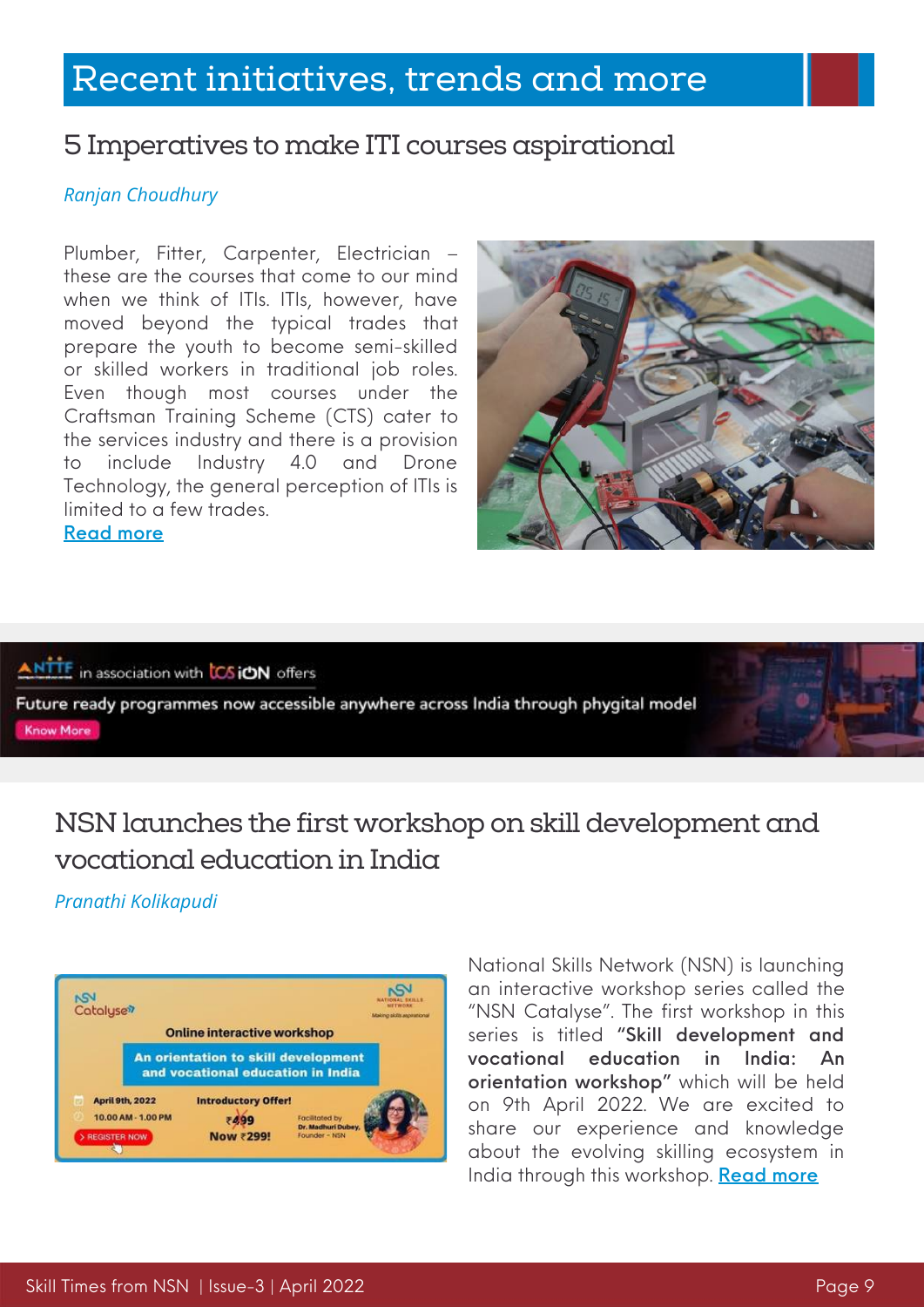# Recent initiatives, trends and more

## 5 Imperatives to make ITI courses aspirational

*Ranjan Choudhury*

Plumber, Fitter, Carpenter, Electrician – these are the courses that come to our mind when we think of ITIs. ITIs, however, have moved beyond the typical trades that prepare the youth to become semi-skilled or skilled workers in traditional job roles. Even though most courses under the Craftsman Training Scheme (CTS) cater to the services industry and there is a provision to include Industry 4.0 and Drone Technology, the general perception of ITIs is limited to a few trades.

Read more

ANTTF in association with TCS iON offers

Future ready programmes now accessible anywhere across India through phygital model

Know More

## NSN launches the first workshop on skill development and vocational education in India

*Pranathi Kolikapudi*

National Skills Network (NSN) is launching an interactive workshop series called the "NSN Catalyse". The first workshop in this series is titled **"Skill development and vocational education in India: An orientation workshop"** which will be held on 9th April 2022. We are excited to share our experience and knowledge about the evolving skilling ecosystem in India through this workshop. Read more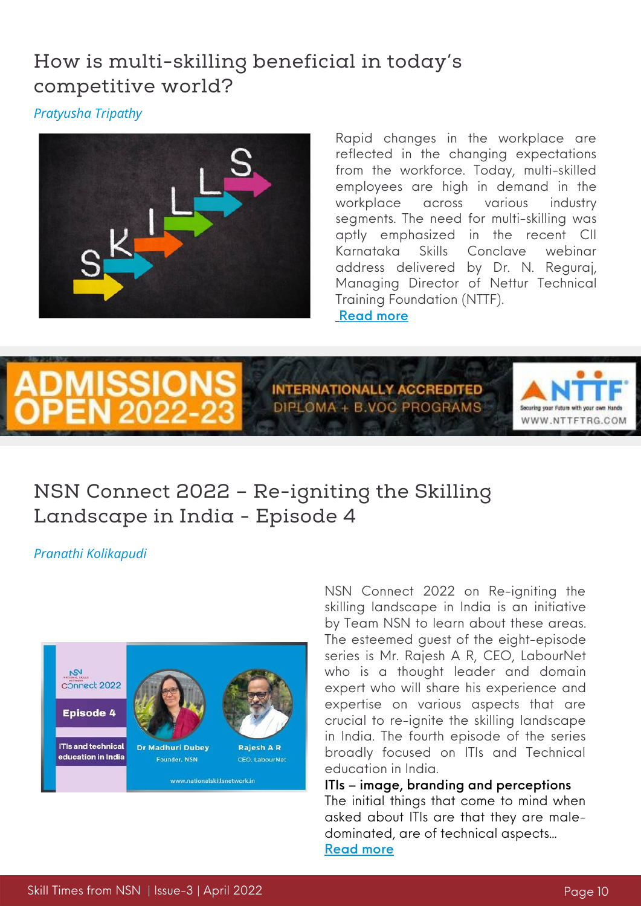## How is multi-skilling beneficial in today's competitive world?

*Pratyusha Tripathy*

Rapid changes in the workplace are reflected in the changing expectations from the workforce. Today, multi-skilled employees are high in demand in the workplace across various industry segments. The need for multi-skilling was aptly emphasized in the recent CII Karnataka Skills Conclave webinar address delivered by Dr. N. Reguraj, Managing Director of Nettur Technical Training Foundation (NTTF).

Read more

ADMISSIONS OPEN 2022-23

INTERNATIONALLY ACCREDITED DIPLOMA + B.VOC PROGRAMS

NTTF — Securing your Future with your own Hands — WWW.NTTFTRG.COM

## NSN Connect 2022 – Re-igniting the Skilling Landscape in India - Episode 4

*Pranathi Kolikapudi*

NSN Connect 2022 on Re-igniting the skilling landscape in India is an initiative by Team NSN to learn about these areas. The esteemed guest of the eight-episode series is Mr. Rajesh A R, CEO, LabourNet who is a thought leader and domain expert who will share his experience and expertise on various aspects that are crucial to re-ignite the skilling landscape in India. The fourth episode of the series broadly focused on ITIs and Technical education in India.

**ITIs – image, branding and perceptions**

The initial things that come to mind when asked about ITIs are that they are male-dominated, are of technical aspects...

Read more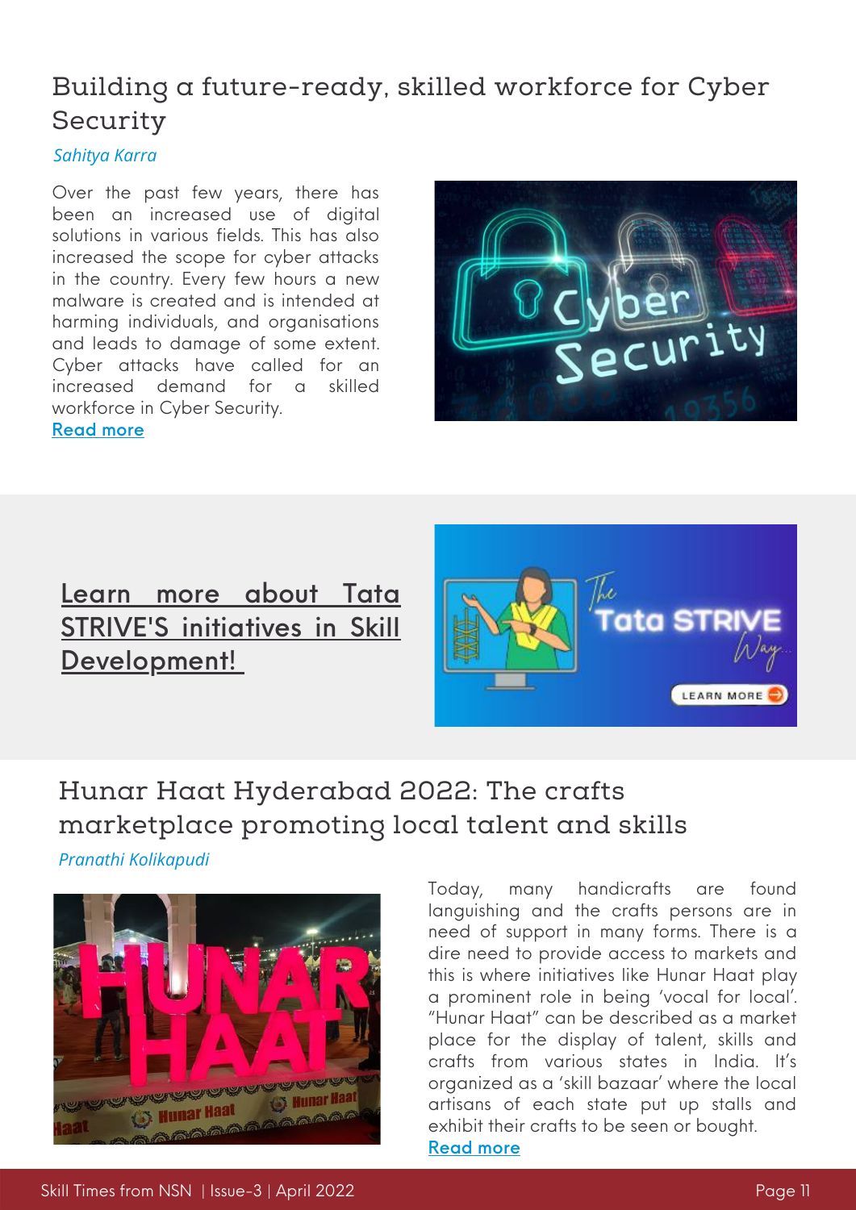## Building a future-ready, skilled workforce for Cyber Security

*Sahitya Karra*

Over the past few years, there has been an increased use of digital solutions in various fields. This has also increased the scope for cyber attacks in the country. Every few hours a new malware is created and is intended at harming individuals, and organisations and leads to damage of some extent. Cyber attacks have called for an increased demand for a skilled workforce in Cyber Security.

Read more

Learn more about Tata STRIVE'S initiatives in Skill Development!

## Hunar Haat Hyderabad 2022: The crafts marketplace promoting local talent and skills

*Pranathi Kolikapudi*

Today, many handicrafts are found languishing and the crafts persons are in need of support in many forms. There is a dire need to provide access to markets and this is where initiatives like Hunar Haat play a prominent role in being 'vocal for local'. "Hunar Haat" can be described as a market place for the display of talent, skills and crafts from various states in India. It's organized as a 'skill bazaar' where the local artisans of each state put up stalls and exhibit their crafts to be seen or bought.

Read more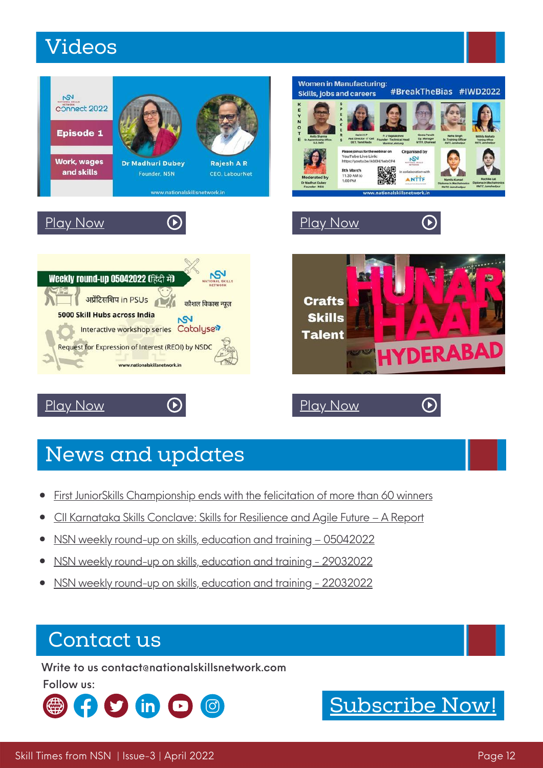# Videos

Play Now

Play Now

Play Now

Play Now

# News and updates

- First JuniorSkills Championship ends with the felicitation of more than 60 winners
- CII Karnataka Skills Conclave: Skills for Resilience and Agile Future – A Report
- NSN weekly round-up on skills, education and training – 05042022
- NSN weekly round-up on skills, education and training - 29032022
- NSN weekly round-up on skills, education and training - 22032022

# Contact us

Write to us contact@nationalskillsnetwork.com

Follow us:

Subscribe Now!